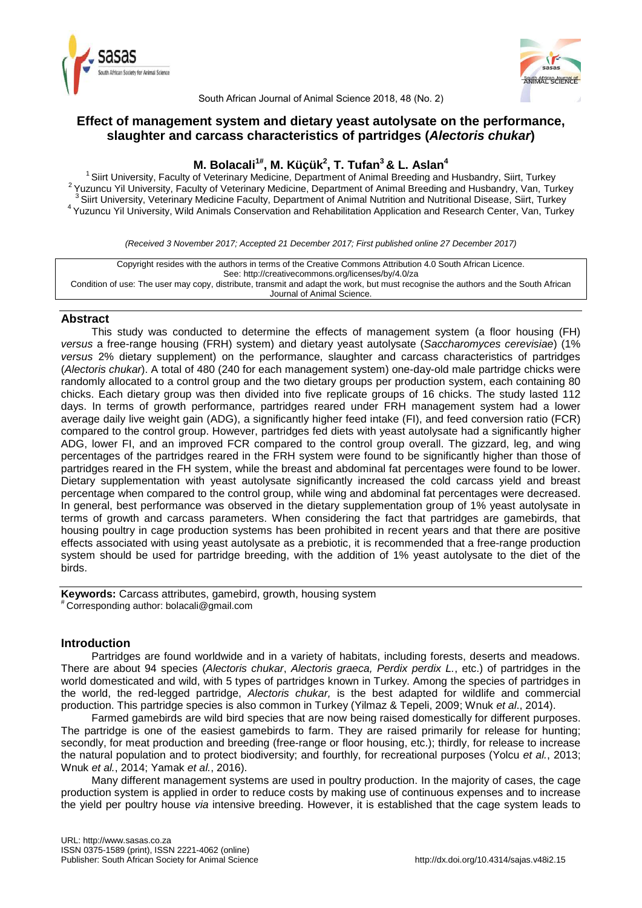# Effect of management system and dietary yeast autolysate on the performance, slaughter and carcass characteristics of partridges (*Alectoris chukar*)

**M. Bolacali[1#], M. Küçük[2], T. Tufan[3] & L. Aslan[4]**

[1] Siirt University, Faculty of Veterinary Medicine, Department of Animal Breeding and Husbandry, Siirt, Turkey
[2] Yuzuncu Yil University, Faculty of Veterinary Medicine, Department of Animal Breeding and Husbandry, Van, Turkey
[3] Siirt University, Veterinary Medicine Faculty, Department of Animal Nutrition and Nutritional Disease, Siirt, Turkey
[4] Yuzuncu Yil University, Wild Animals Conservation and Rehabilitation Application and Research Center, Van, Turkey

*(Received 3 November 2017; Accepted 21 December 2017; First published online 27 December 2017)*

Copyright resides with the authors in terms of the Creative Commons Attribution 4.0 South African Licence.
See: http://creativecommons.org/licenses/by/4.0/za
Condition of use: The user may copy, distribute, transmit and adapt the work, but must recognise the authors and the South African Journal of Animal Science.

## Abstract

This study was conducted to determine the effects of management system (a floor housing (FH) *versus* a free-range housing (FRH) system) and dietary yeast autolysate (*Saccharomyces cerevisiae*) (1% *versus* 2% dietary supplement) on the performance, slaughter and carcass characteristics of partridges (*Alectoris chukar*). A total of 480 (240 for each management system) one-day-old male partridge chicks were randomly allocated to a control group and the two dietary groups per production system, each containing 80 chicks. Each dietary group was then divided into five replicate groups of 16 chicks. The study lasted 112 days. In terms of growth performance, partridges reared under FRH management system had a lower average daily live weight gain (ADG), a significantly higher feed intake (FI), and feed conversion ratio (FCR) compared to the control group. However, partridges fed diets with yeast autolysate had a significantly higher ADG, lower FI, and an improved FCR compared to the control group overall. The gizzard, leg, and wing percentages of the partridges reared in the FRH system were found to be significantly higher than those of partridges reared in the FH system, while the breast and abdominal fat percentages were found to be lower. Dietary supplementation with yeast autolysate significantly increased the cold carcass yield and breast percentage when compared to the control group, while wing and abdominal fat percentages were decreased. In general, best performance was observed in the dietary supplementation group of 1% yeast autolysate in terms of growth and carcass parameters. When considering the fact that partridges are gamebirds, that housing poultry in cage production systems has been prohibited in recent years and that there are positive effects associated with using yeast autolysate as a prebiotic, it is recommended that a free-range production system should be used for partridge breeding, with the addition of 1% yeast autolysate to the diet of the birds.

**Keywords:** Carcass attributes, gamebird, growth, housing system

[#] Corresponding author: bolacali@gmail.com

## Introduction

Partridges are found worldwide and in a variety of habitats, including forests, deserts and meadows. There are about 94 species (*Alectoris chukar*, *Alectoris graeca, Perdix perdix L.*, etc.) of partridges in the world domesticated and wild, with 5 types of partridges known in Turkey. Among the species of partridges in the world, the red-legged partridge, *Alectoris chukar,* is the best adapted for wildlife and commercial production. This partridge species is also common in Turkey (Yilmaz & Tepeli, 2009; Wnuk *et al*., 2014).

Farmed gamebirds are wild bird species that are now being raised domestically for different purposes. The partridge is one of the easiest gamebirds to farm. They are raised primarily for release for hunting; secondly, for meat production and breeding (free-range or floor housing, etc.); thirdly, for release to increase the natural population and to protect biodiversity; and fourthly, for recreational purposes (Yolcu *et al.*, 2013; Wnuk *et al.*, 2014; Yamak *et al.*, 2016).

Many different management systems are used in poultry production. In the majority of cases, the cage production system is applied in order to reduce costs by making use of continuous expenses and to increase the yield per poultry house *via* intensive breeding. However, it is established that the cage system leads to

URL: http://www.sasas.co.za
ISSN 0375-1589 (print), ISSN 2221-4062 (online)
Publisher: South African Society for Animal Science http://dx.doi.org/10.4314/sajas.v48i2.15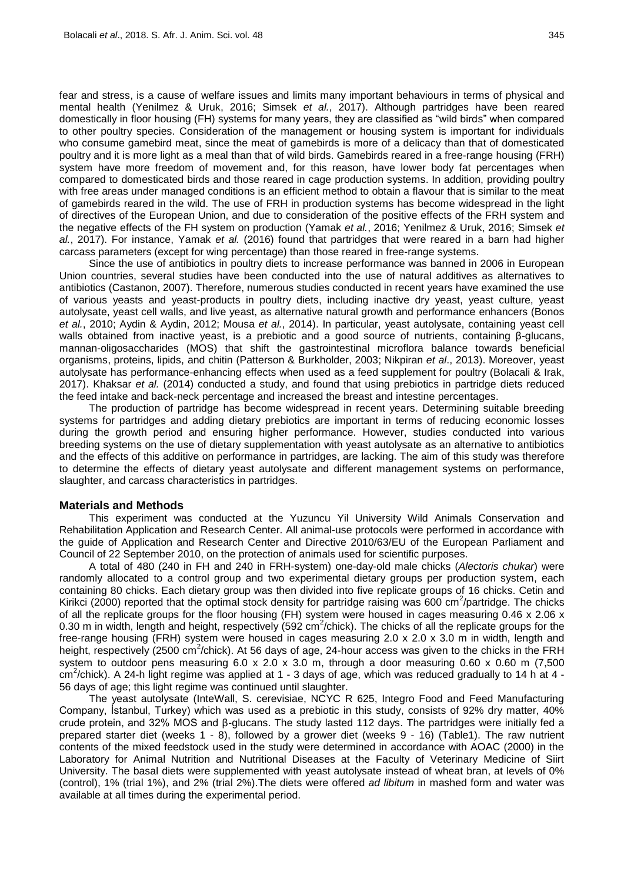fear and stress, is a cause of welfare issues and limits many important behaviours in terms of physical and mental health (Yenilmez & Uruk, 2016; Simsek *et al.*, 2017). Although partridges have been reared domestically in floor housing (FH) systems for many years, they are classified as "wild birds" when compared to other poultry species. Consideration of the management or housing system is important for individuals who consume gamebird meat, since the meat of gamebirds is more of a delicacy than that of domesticated poultry and it is more light as a meal than that of wild birds. Gamebirds reared in a free-range housing (FRH) system have more freedom of movement and, for this reason, have lower body fat percentages when compared to domesticated birds and those reared in cage production systems. In addition, providing poultry with free areas under managed conditions is an efficient method to obtain a flavour that is similar to the meat of gamebirds reared in the wild. The use of FRH in production systems has become widespread in the light of directives of the European Union, and due to consideration of the positive effects of the FRH system and the negative effects of the FH system on production (Yamak *et al.*, 2016; Yenilmez & Uruk, 2016; Simsek *et al.*, 2017). For instance, Yamak *et al.* (2016) found that partridges that were reared in a barn had higher carcass parameters (except for wing percentage) than those reared in free-range systems.

Since the use of antibiotics in poultry diets to increase performance was banned in 2006 in European Union countries, several studies have been conducted into the use of natural additives as alternatives to antibiotics (Castanon, 2007). Therefore, numerous studies conducted in recent years have examined the use of various yeasts and yeast-products in poultry diets, including inactive dry yeast, yeast culture, yeast autolysate, yeast cell walls, and live yeast, as alternative natural growth and performance enhancers (Bonos *et al.*, 2010; Aydin & Aydin, 2012; Mousa *et al.*, 2014). In particular, yeast autolysate, containing yeast cell walls obtained from inactive yeast, is a prebiotic and a good source of nutrients, containing β-glucans, mannan-oligosaccharides (MOS) that shift the gastrointestinal microflora balance towards beneficial organisms, proteins, lipids, and chitin (Patterson & Burkholder, 2003; Nikpiran *et al*., 2013). Moreover, yeast autolysate has performance-enhancing effects when used as a feed supplement for poultry (Bolacali & Irak, 2017). Khaksar *et al.* (2014) conducted a study, and found that using prebiotics in partridge diets reduced the feed intake and back-neck percentage and increased the breast and intestine percentages.

The production of partridge has become widespread in recent years. Determining suitable breeding systems for partridges and adding dietary prebiotics are important in terms of reducing economic losses during the growth period and ensuring higher performance. However, studies conducted into various breeding systems on the use of dietary supplementation with yeast autolysate as an alternative to antibiotics and the effects of this additive on performance in partridges, are lacking. The aim of this study was therefore to determine the effects of dietary yeast autolysate and different management systems on performance, slaughter, and carcass characteristics in partridges.

## Materials and Methods

This experiment was conducted at the Yuzuncu Yil University Wild Animals Conservation and Rehabilitation Application and Research Center. All animal-use protocols were performed in accordance with the guide of Application and Research Center and Directive 2010/63/EU of the European Parliament and Council of 22 September 2010, on the protection of animals used for scientific purposes.

A total of 480 (240 in FH and 240 in FRH-system) one-day-old male chicks (*Alectoris chukar*) were randomly allocated to a control group and two experimental dietary groups per production system, each containing 80 chicks. Each dietary group was then divided into five replicate groups of 16 chicks. Cetin and Kirikci (2000) reported that the optimal stock density for partridge raising was 600 $cm^2$/partridge. The chicks of all the replicate groups for the floor housing (FH) system were housed in cages measuring 0.46 x 2.06 x 0.30 m in width, length and height, respectively (592 $cm^2$/chick). The chicks of all the replicate groups for the free-range housing (FRH) system were housed in cages measuring 2.0 x 2.0 x 3.0 m in width, length and height, respectively (2500 $cm^2$/chick). At 56 days of age, 24-hour access was given to the chicks in the FRH system to outdoor pens measuring 6.0 x 2.0 x 3.0 m, through a door measuring 0.60 x 0.60 m (7,500 $cm^2$/chick). A 24-h light regime was applied at 1 - 3 days of age, which was reduced gradually to 14 h at 4 - 56 days of age; this light regime was continued until slaughter.

The yeast autolysate (InteWall, S. cerevisiae, NCYC R 625, Integro Food and Feed Manufacturing Company, İstanbul, Turkey) which was used as a prebiotic in this study, consists of 92% dry matter, 40% crude protein, and 32% MOS and β-glucans. The study lasted 112 days. The partridges were initially fed a prepared starter diet (weeks 1 - 8), followed by a grower diet (weeks 9 - 16) (Table1). The raw nutrient contents of the mixed feedstock used in the study were determined in accordance with AOAC (2000) in the Laboratory for Animal Nutrition and Nutritional Diseases at the Faculty of Veterinary Medicine of Siirt University. The basal diets were supplemented with yeast autolysate instead of wheat bran, at levels of 0% (control), 1% (trial 1%), and 2% (trial 2%).The diets were offered *ad libitum* in mashed form and water was available at all times during the experimental period.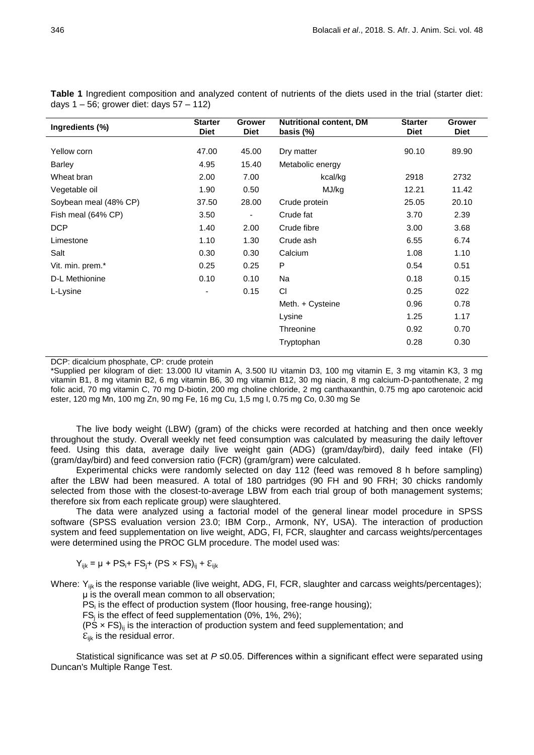**Table 1** Ingredient composition and analyzed content of nutrients of the diets used in the trial (starter diet: days 1 – 56; grower diet: days 57 – 112)

| Ingredients (%) | Starter Diet | Grower Diet | Nutritional content, DM basis (%) | Starter Diet | Grower Diet |
|---|---|---|---|---|---|
| Yellow corn | 47.00 | 45.00 | Dry matter | 90.10 | 89.90 |
| Barley | 4.95 | 15.40 | Metabolic energy | | |
| Wheat bran | 2.00 | 7.00 | kcal/kg | 2918 | 2732 |
| Vegetable oil | 1.90 | 0.50 | MJ/kg | 12.21 | 11.42 |
| Soybean meal (48% CP) | 37.50 | 28.00 | Crude protein | 25.05 | 20.10 |
| Fish meal (64% CP) | 3.50 | - | Crude fat | 3.70 | 2.39 |
| DCP | 1.40 | 2.00 | Crude fibre | 3.00 | 3.68 |
| Limestone | 1.10 | 1.30 | Crude ash | 6.55 | 6.74 |
| Salt | 0.30 | 0.30 | Calcium | 1.08 | 1.10 |
| Vit. min. prem.* | 0.25 | 0.25 | P | 0.54 | 0.51 |
| D-L Methionine | 0.10 | 0.10 | Na | 0.18 | 0.15 |
| L-Lysine | - | 0.15 | Cl | 0.25 | 022 |
| | | | Meth. + Cysteine | 0.96 | 0.78 |
| | | | Lysine | 1.25 | 1.17 |
| | | | Threonine | 0.92 | 0.70 |
| | | | Tryptophan | 0.28 | 0.30 |

DCP: dicalcium phosphate, CP: crude protein

*Supplied per kilogram of diet: 13.000 IU vitamin A, 3.500 IU vitamin D3, 100 mg vitamin E, 3 mg vitamin K3, 3 mg vitamin B1, 8 mg vitamin B2, 6 mg vitamin B6, 30 mg vitamin B12, 30 mg niacin, 8 mg calcium-D-pantothenate, 2 mg folic acid, 70 mg vitamin C, 70 mg D-biotin, 200 mg choline chloride, 2 mg canthaxanthin, 0.75 mg apo carotenoic acid ester, 120 mg Mn, 100 mg Zn, 90 mg Fe, 16 mg Cu, 1,5 mg I, 0.75 mg Co, 0.30 mg Se

The live body weight (LBW) (gram) of the chicks were recorded at hatching and then once weekly throughout the study. Overall weekly net feed consumption was calculated by measuring the daily leftover feed. Using this data, average daily live weight gain (ADG) (gram/day/bird), daily feed intake (FI) (gram/day/bird) and feed conversion ratio (FCR) (gram/gram) were calculated.

Experimental chicks were randomly selected on day 112 (feed was removed 8 h before sampling) after the LBW had been measured. A total of 180 partridges (90 FH and 90 FRH; 30 chicks randomly selected from those with the closest-to-average LBW from each trial group of both management systems; therefore six from each replicate group) were slaughtered.

The data were analyzed using a factorial model of the general linear model procedure in SPSS software (SPSS evaluation version 23.0; IBM Corp., Armonk, NY, USA). The interaction of production system and feed supplementation on live weight, ADG, FI, FCR, slaughter and carcass weights/percentages were determined using the PROC GLM procedure. The model used was:

$$Y_{ijk} = \mu + PS_i + FS_j + (PS \times FS)_{ij} + \varepsilon_{ijk}$$

Where: $Y_{ijk}$ is the response variable (live weight, ADG, FI, FCR, slaughter and carcass weights/percentages);
$\mu$ is the overall mean common to all observation;
$PS_i$ is the effect of production system (floor housing, free-range housing);
$FS_j$ is the effect of feed supplementation (0%, 1%, 2%);
$(PS \times FS)_{ij}$ is the interaction of production system and feed supplementation; and
$\varepsilon_{ijk}$ is the residual error.

Statistical significance was set at $P \leq 0.05$. Differences within a significant effect were separated using Duncan's Multiple Range Test.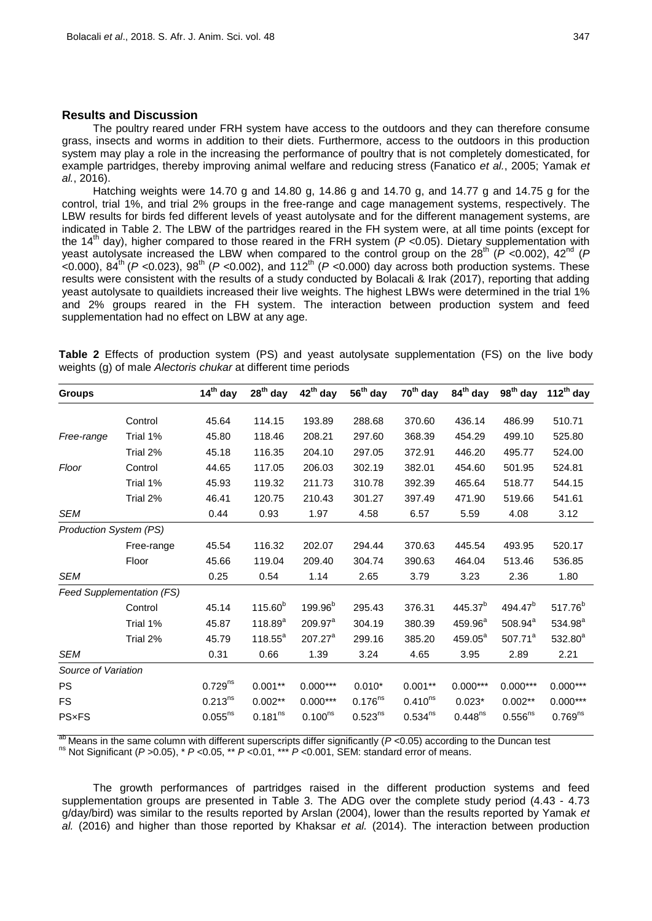## Results and Discussion

The poultry reared under FRH system have access to the outdoors and they can therefore consume grass, insects and worms in addition to their diets. Furthermore, access to the outdoors in this production system may play a role in the increasing the performance of poultry that is not completely domesticated, for example partridges, thereby improving animal welfare and reducing stress (Fanatico *et al.*, 2005; Yamak *et al.*, 2016).

Hatching weights were 14.70 g and 14.80 g, 14.86 g and 14.70 g, and 14.77 g and 14.75 g for the control, trial 1%, and trial 2% groups in the free-range and cage management systems, respectively. The LBW results for birds fed different levels of yeast autolysate and for the different management systems, are indicated in Table 2. The LBW of the partridges reared in the FH system were, at all time points (except for the 14th day), higher compared to those reared in the FRH system ($P$ <0.05). Dietary supplementation with yeast autolysate increased the LBW when compared to the control group on the 28th ($P$ <0.002), 42nd ($P$ <0.000), 84th ($P$ <0.023), 98th ($P$ <0.002), and 112th ($P$ <0.000) day across both production systems. These results were consistent with the results of a study conducted by Bolacali & Irak (2017), reporting that adding yeast autolysate to quaildiets increased their live weights. The highest LBWs were determined in the trial 1% and 2% groups reared in the FH system. The interaction between production system and feed supplementation had no effect on LBW at any age.

**Table 2** Effects of production system (PS) and yeast autolysate supplementation (FS) on the live body weights (g) of male *Alectoris chukar* at different time periods

| Groups | | 14th day | 28th day | 42nd day | 56th day | 70th day | 84th day | 98th day | 112th day |
|---|---|---|---|---|---|---|---|---|---|
| | Control | 45.64 | 114.15 | 193.89 | 288.68 | 370.60 | 436.14 | 486.99 | 510.71 |
| *Free-range* | Trial 1% | 45.80 | 118.46 | 208.21 | 297.60 | 368.39 | 454.29 | 499.10 | 525.80 |
| | Trial 2% | 45.18 | 116.35 | 204.10 | 297.05 | 372.91 | 446.20 | 495.77 | 524.00 |
| *Floor* | Control | 44.65 | 117.05 | 206.03 | 302.19 | 382.01 | 454.60 | 501.95 | 524.81 |
| | Trial 1% | 45.93 | 119.32 | 211.73 | 310.78 | 392.39 | 465.64 | 518.77 | 544.15 |
| | Trial 2% | 46.41 | 120.75 | 210.43 | 301.27 | 397.49 | 471.90 | 519.66 | 541.61 |
| *SEM* | | 0.44 | 0.93 | 1.97 | 4.58 | 6.57 | 5.59 | 4.08 | 3.12 |
| *Production System (PS)* | | | | | | | | | |
| | Free-range | 45.54 | 116.32 | 202.07 | 294.44 | 370.63 | 445.54 | 493.95 | 520.17 |
| | Floor | 45.66 | 119.04 | 209.40 | 304.74 | 390.63 | 464.04 | 513.46 | 536.85 |
| *SEM* | | 0.25 | 0.54 | 1.14 | 2.65 | 3.79 | 3.23 | 2.36 | 1.80 |
| *Feed Supplementation (FS)* | | | | | | | | | |
| | Control | 45.14 | 115.60[b] | 199.96[b] | 295.43 | 376.31 | 445.37[b] | 494.47[b] | 517.76[b] |
| | Trial 1% | 45.87 | 118.89[a] | 209.97[a] | 304.19 | 380.39 | 459.96[a] | 508.94[a] | 534.98[a] |
| | Trial 2% | 45.79 | 118.55[a] | 207.27[a] | 299.16 | 385.20 | 459.05[a] | 507.71[a] | 532.80[a] |
| *SEM* | | 0.31 | 0.66 | 1.39 | 3.24 | 4.65 | 3.95 | 2.89 | 2.21 |
| *Source of Variation* | | | | | | | | | |
| PS | | 0.729[ns] | 0.001** | 0.000*** | 0.010* | 0.001** | 0.000*** | 0.000*** | 0.000*** |
| FS | | 0.213[ns] | 0.002** | 0.000*** | 0.176[ns] | 0.410[ns] | 0.023* | 0.002** | 0.000*** |
| PS×FS | | 0.055[ns] | 0.181[ns] | 0.100[ns] | 0.523[ns] | 0.534[ns] | 0.448[ns] | 0.556[ns] | 0.769[ns] |

[ab] Means in the same column with different superscripts differ significantly ($P$ <0.05) according to the Duncan test
[ns] Not Significant ($P$ >0.05), * $P$ <0.05, ** $P$ <0.01, *** $P$ <0.001, SEM: standard error of means.

The growth performances of partridges raised in the different production systems and feed supplementation groups are presented in Table 3. The ADG over the complete study period (4.43 - 4.73 g/day/bird) was similar to the results reported by Arslan (2004), lower than the results reported by Yamak *et al.* (2016) and higher than those reported by Khaksar *et al.* (2014). The interaction between production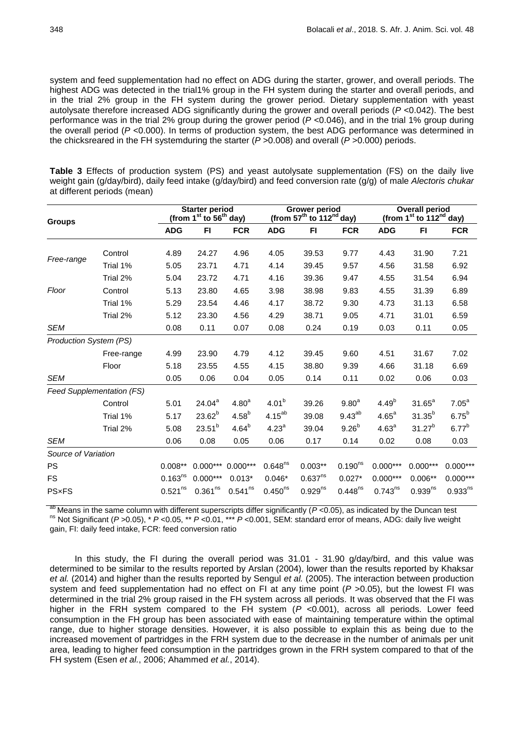system and feed supplementation had no effect on ADG during the starter, grower, and overall periods. The highest ADG was detected in the trial1% group in the FH system during the starter and overall periods, and in the trial 2% group in the FH system during the grower period. Dietary supplementation with yeast autolysate therefore increased ADG significantly during the grower and overall periods ($P$ <0.042). The best performance was in the trial 2% group during the grower period ($P$ <0.046), and in the trial 1% group during the overall period ($P$ <0.000). In terms of production system, the best ADG performance was determined in the chicksreared in the FH systemduring the starter ($P$ >0.008) and overall ($P$ >0.000) periods.

**Table 3** Effects of production system (PS) and yeast autolysate supplementation (FS) on the daily live weight gain (g/day/bird), daily feed intake (g/day/bird) and feed conversion rate (g/g) of male *Alectoris chukar* at different periods (mean)

| Groups | | Starter period (from 1st to 56th day) | | | Grower period (from 57th to 112nd day) | | | Overall period (from 1st to 112nd day) | | |
|---|---|---|---|---|---|---|---|---|---|---|
| | | ADG | FI | FCR | ADG | FI | FCR | ADG | FI | FCR |
| *Free-range* | Control | 4.89 | 24.27 | 4.96 | 4.05 | 39.53 | 9.77 | 4.43 | 31.90 | 7.21 |
| | Trial 1% | 5.05 | 23.71 | 4.71 | 4.14 | 39.45 | 9.57 | 4.56 | 31.58 | 6.92 |
| | Trial 2% | 5.04 | 23.72 | 4.71 | 4.16 | 39.36 | 9.47 | 4.55 | 31.54 | 6.94 |
| *Floor* | Control | 5.13 | 23.80 | 4.65 | 3.98 | 38.98 | 9.83 | 4.55 | 31.39 | 6.89 |
| | Trial 1% | 5.29 | 23.54 | 4.46 | 4.17 | 38.72 | 9.30 | 4.73 | 31.13 | 6.58 |
| | Trial 2% | 5.12 | 23.30 | 4.56 | 4.29 | 38.71 | 9.05 | 4.71 | 31.01 | 6.59 |
| *SEM* | | 0.08 | 0.11 | 0.07 | 0.08 | 0.24 | 0.19 | 0.03 | 0.11 | 0.05 |
| *Production System (PS)* | | | | | | | | | | |
| | Free-range | 4.99 | 23.90 | 4.79 | 4.12 | 39.45 | 9.60 | 4.51 | 31.67 | 7.02 |
| | Floor | 5.18 | 23.55 | 4.55 | 4.15 | 38.80 | 9.39 | 4.66 | 31.18 | 6.69 |
| *SEM* | | 0.05 | 0.06 | 0.04 | 0.05 | 0.14 | 0.11 | 0.02 | 0.06 | 0.03 |
| *Feed Supplementation (FS)* | | | | | | | | | | |
| | Control | 5.01 | $24.04^{a}$ | $4.80^{a}$ | $4.01^{b}$ | 39.26 | $9.80^{a}$ | $4.49^{b}$ | $31.65^{a}$ | $7.05^{a}$ |
| | Trial 1% | 5.17 | $23.62^{b}$ | $4.58^{b}$ | $4.15^{ab}$ | 39.08 | $9.43^{ab}$ | $4.65^{a}$ | $31.35^{b}$ | $6.75^{b}$ |
| | Trial 2% | 5.08 | $23.51^{b}$ | $4.64^{b}$ | $4.23^{a}$ | 39.04 | $9.26^{b}$ | $4.63^{a}$ | $31.27^{b}$ | $6.77^{b}$ |
| *SEM* | | 0.06 | 0.08 | 0.05 | 0.06 | 0.17 | 0.14 | 0.02 | 0.08 | 0.03 |
| *Source of Variation* | | | | | | | | | | |
| PS | | 0.008** | 0.000*** | 0.000*** | $0.648^{ns}$ | 0.003** | $0.190^{ns}$ | 0.000*** | 0.000*** | 0.000*** |
| FS | | $0.163^{ns}$ | 0.000*** | 0.013* | 0.046* | $0.637^{ns}$ | 0.027* | 0.000*** | 0.006** | 0.000*** |
| PS×FS | | $0.521^{ns}$ | $0.361^{ns}$ | $0.541^{ns}$ | $0.450^{ns}$ | $0.929^{ns}$ | $0.448^{ns}$ | $0.743^{ns}$ | $0.939^{ns}$ | $0.933^{ns}$ |

[ab] Means in the same column with different superscripts differ significantly ($P$ <0.05), as indicated by the Duncan test
[ns] Not Significant ($P$ >0.05), * $P$ <0.05, ** $P$ <0.01, *** $P$ <0.001, SEM: standard error of means, ADG: daily live weight gain, FI: daily feed intake, FCR: feed conversion ratio

In this study, the FI during the overall period was 31.01 - 31.90 g/day/bird, and this value was determined to be similar to the results reported by Arslan (2004), lower than the results reported by Khaksar *et al.* (2014) and higher than the results reported by Sengul *et al.* (2005). The interaction between production system and feed supplementation had no effect on FI at any time point ($P$ >0.05), but the lowest FI was determined in the trial 2% group raised in the FH system across all periods. It was observed that the FI was higher in the FRH system compared to the FH system ($P$ <0.001), across all periods. Lower feed consumption in the FH group has been associated with ease of maintaining temperature within the optimal range, due to higher storage densities. However, it is also possible to explain this as being due to the increased movement of partridges in the FRH system due to the decrease in the number of animals per unit area, leading to higher feed consumption in the partridges grown in the FRH system compared to that of the FH system (Esen *et al.*, 2006; Ahammed *et al.*, 2014).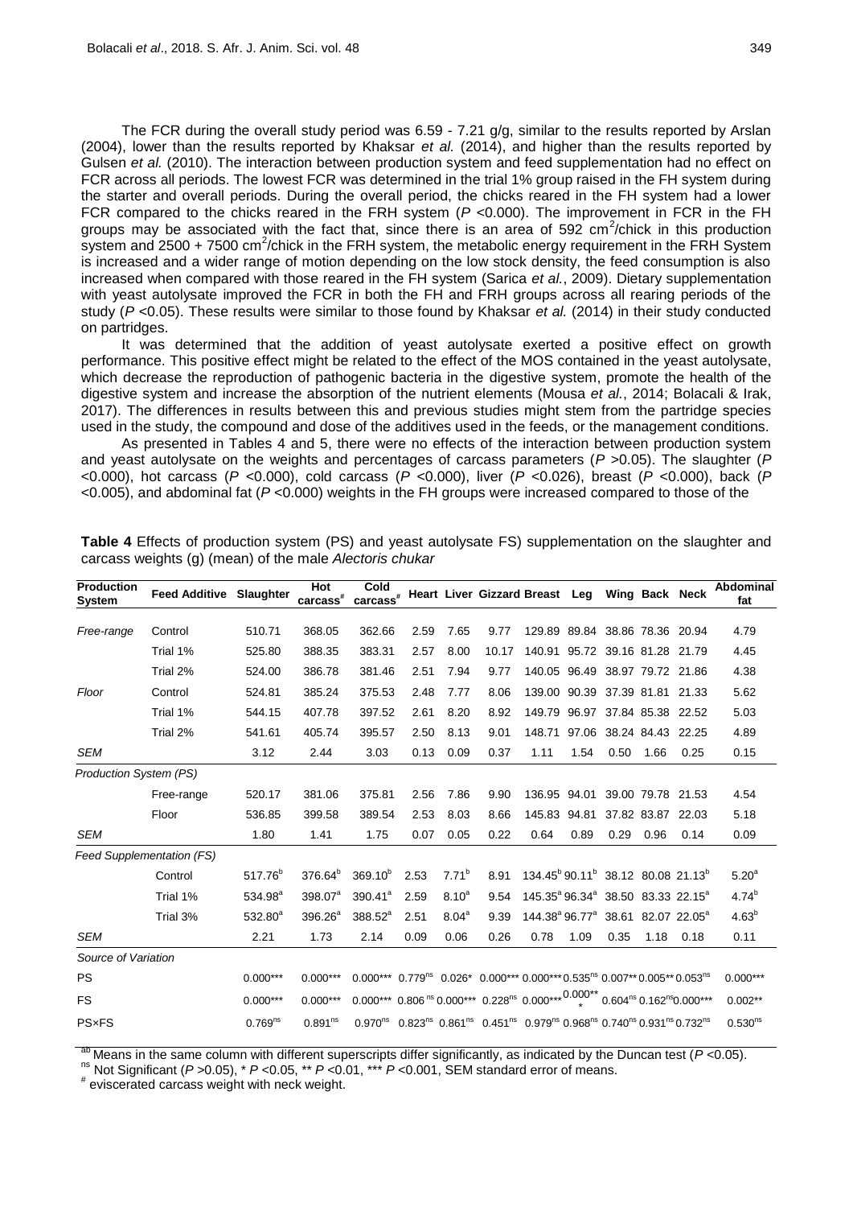The FCR during the overall study period was 6.59 - 7.21 g/g, similar to the results reported by Arslan (2004), lower than the results reported by Khaksar *et al.* (2014), and higher than the results reported by Gulsen *et al.* (2010). The interaction between production system and feed supplementation had no effect on FCR across all periods. The lowest FCR was determined in the trial 1% group raised in the FH system during the starter and overall periods. During the overall period, the chicks reared in the FH system had a lower FCR compared to the chicks reared in the FRH system ($P$ <0.000). The improvement in FCR in the FH groups may be associated with the fact that, since there is an area of 592 $cm^2$/chick in this production system and 2500 + 7500 $cm^2$/chick in the FRH system, the metabolic energy requirement in the FRH System is increased and a wider range of motion depending on the low stock density, the feed consumption is also increased when compared with those reared in the FH system (Sarica *et al.*, 2009). Dietary supplementation with yeast autolysate improved the FCR in both the FH and FRH groups across all rearing periods of the study ($P$ <0.05). These results were similar to those found by Khaksar *et al.* (2014) in their study conducted on partridges.

It was determined that the addition of yeast autolysate exerted a positive effect on growth performance. This positive effect might be related to the effect of the MOS contained in the yeast autolysate, which decrease the reproduction of pathogenic bacteria in the digestive system, promote the health of the digestive system and increase the absorption of the nutrient elements (Mousa *et al.*, 2014; Bolacali & Irak, 2017). The differences in results between this and previous studies might stem from the partridge species used in the study, the compound and dose of the additives used in the feeds, or the management conditions.

As presented in Tables 4 and 5, there were no effects of the interaction between production system and yeast autolysate on the weights and percentages of carcass parameters ($P$ >0.05). The slaughter ($P$ <0.000), hot carcass ($P$ <0.000), cold carcass ($P$ <0.000), liver ($P$ <0.026), breast ($P$ <0.000), back ($P$ <0.005), and abdominal fat ($P$ <0.000) weights in the FH groups were increased compared to those of the

**Table 4** Effects of production system (PS) and yeast autolysate FS) supplementation on the slaughter and carcass weights (g) (mean) of the male *Alectoris chukar*

| Production System | Feed Additive | Slaughter | Hot carcass[#] | Cold carcass[#] | Heart | Liver | Gizzard | Breast | Leg | Wing | Back | Neck | Abdominal fat |
|---|---|---|---|---|---|---|---|---|---|---|---|---|---|
| *Free-range* | Control | 510.71 | 368.05 | 362.66 | 2.59 | 7.65 | 9.77 | 129.89 | 89.84 | 38.86 | 78.36 | 20.94 | 4.79 |
| | Trial 1% | 525.80 | 388.35 | 383.31 | 2.57 | 8.00 | 10.17 | 140.91 | 95.72 | 39.16 | 81.28 | 21.79 | 4.45 |
| | Trial 2% | 524.00 | 386.78 | 381.46 | 2.51 | 7.94 | 9.77 | 140.05 | 96.49 | 38.97 | 79.72 | 21.86 | 4.38 |
| *Floor* | Control | 524.81 | 385.24 | 375.53 | 2.48 | 7.77 | 8.06 | 139.00 | 90.39 | 37.39 | 81.81 | 21.33 | 5.62 |
| | Trial 1% | 544.15 | 407.78 | 397.52 | 2.61 | 8.20 | 8.92 | 149.79 | 96.97 | 37.84 | 85.38 | 22.52 | 5.03 |
| | Trial 2% | 541.61 | 405.74 | 395.57 | 2.50 | 8.13 | 9.01 | 148.71 | 97.06 | 38.24 | 84.43 | 22.25 | 4.89 |
| *SEM* | | 3.12 | 2.44 | 3.03 | 0.13 | 0.09 | 0.37 | 1.11 | 1.54 | 0.50 | 1.66 | 0.25 | 0.15 |
| *Production System (PS)* | | | | | | | | | | | | | |
| | Free-range | 520.17 | 381.06 | 375.81 | 2.56 | 7.86 | 9.90 | 136.95 | 94.01 | 39.00 | 79.78 | 21.53 | 4.54 |
| | Floor | 536.85 | 399.58 | 389.54 | 2.53 | 8.03 | 8.66 | 145.83 | 94.81 | 37.82 | 83.87 | 22.03 | 5.18 |
| *SEM* | | 1.80 | 1.41 | 1.75 | 0.07 | 0.05 | 0.22 | 0.64 | 0.89 | 0.29 | 0.96 | 0.14 | 0.09 |
| *Feed Supplementation (FS)* | | | | | | | | | | | | | |
| | Control | 517.76[b] | 376.64[b] | 369.10[b] | 2.53 | 7.71[b] | 8.91 | 134.45[b] | 90.11[b] | 38.12 | 80.08 | 21.13[b] | 5.20[a] |
| | Trial 1% | 534.98[a] | 398.07[a] | 390.41[a] | 2.59 | 8.10[a] | 9.54 | 145.35[a] | 96.34[a] | 38.50 | 83.33 | 22.15[a] | 4.74[b] |
| | Trial 3% | 532.80[a] | 396.26[a] | 388.52[a] | 2.51 | 8.04[a] | 9.39 | 144.38[a] | 96.77[a] | 38.61 | 82.07 | 22.05[a] | 4.63[b] |
| *SEM* | | 2.21 | 1.73 | 2.14 | 0.09 | 0.06 | 0.26 | 0.78 | 1.09 | 0.35 | 1.18 | 0.18 | 0.11 |
| *Source of Variation* | | | | | | | | | | | | | |
| PS | | 0.000*** | 0.000*** | 0.000*** | 0.779[ns] | 0.026* | 0.000*** | 0.000*** | 0.535[ns] | 0.007** | 0.005** | 0.053[ns] | 0.000*** |
| FS | | 0.000*** | 0.000*** | 0.000*** | 0.806[ns] | 0.000*** | 0.228[ns] | 0.000*** | 0.000*** | 0.604[ns] | 0.162[ns] | 0.000*** | 0.002** |
| PS×FS | | 0.769[ns] | 0.891[ns] | 0.970[ns] | 0.823[ns] | 0.861[ns] | 0.451[ns] | 0.979[ns] | 0.968[ns] | 0.740[ns] | 0.931[ns] | 0.732[ns] | 0.530[ns] |

[ab] Means in the same column with different superscripts differ significantly, as indicated by the Duncan test ($P$ <0.05).
[ns] Not Significant ($P$ >0.05), * $P$ <0.05, ** $P$ <0.01, *** $P$ <0.001, SEM standard error of means.
[#] eviscerated carcass weight with neck weight.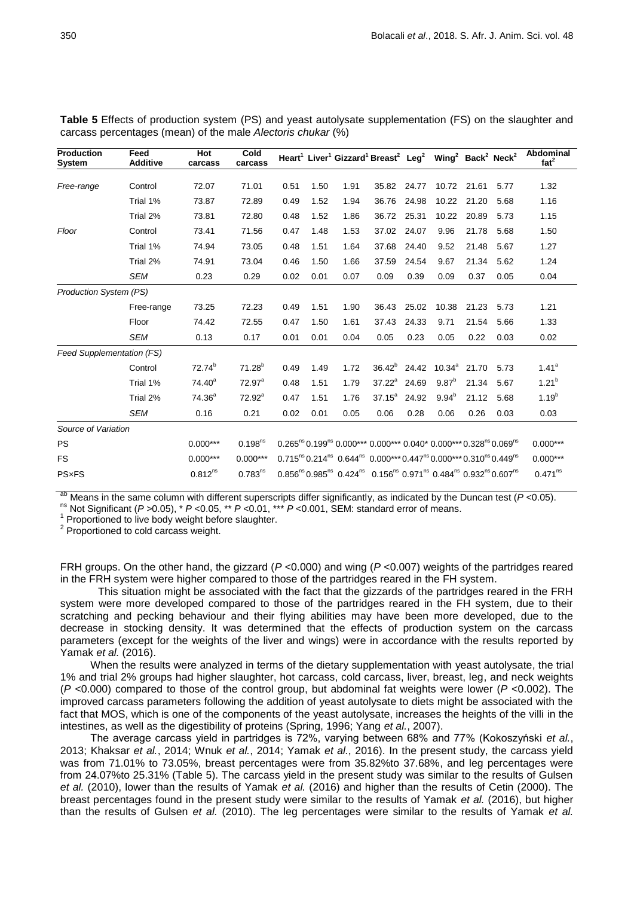**Table 5** Effects of production system (PS) and yeast autolysate supplementation (FS) on the slaughter and carcass percentages (mean) of the male *Alectoris chukar* (%)

| Production System | Feed Additive | Hot carcass | Cold carcass | Heart[1] | Liver[1] | Gizzard[1] | Breast[2] | Leg[2] | Wing[2] | Back[2] | Neck[2] | Abdominal fat[2] |
|---|---|---|---|---|---|---|---|---|---|---|---|---|
| *Free-range* | Control | 72.07 | 71.01 | 0.51 | 1.50 | 1.91 | 35.82 | 24.77 | 10.72 | 21.61 | 5.77 | 1.32 |
| | Trial 1% | 73.87 | 72.89 | 0.49 | 1.52 | 1.94 | 36.76 | 24.98 | 10.22 | 21.20 | 5.68 | 1.16 |
| | Trial 2% | 73.81 | 72.80 | 0.48 | 1.52 | 1.86 | 36.72 | 25.31 | 10.22 | 20.89 | 5.73 | 1.15 |
| *Floor* | Control | 73.41 | 71.56 | 0.47 | 1.48 | 1.53 | 37.02 | 24.07 | 9.96 | 21.78 | 5.68 | 1.50 |
| | Trial 1% | 74.94 | 73.05 | 0.48 | 1.51 | 1.64 | 37.68 | 24.40 | 9.52 | 21.48 | 5.67 | 1.27 |
| | Trial 2% | 74.91 | 73.04 | 0.46 | 1.50 | 1.66 | 37.59 | 24.54 | 9.67 | 21.34 | 5.62 | 1.24 |
| | *SEM* | 0.23 | 0.29 | 0.02 | 0.01 | 0.07 | 0.09 | 0.39 | 0.09 | 0.37 | 0.05 | 0.04 |
| *Production System (PS)* | | | | | | | | | | | | |
| | Free-range | 73.25 | 72.23 | 0.49 | 1.51 | 1.90 | 36.43 | 25.02 | 10.38 | 21.23 | 5.73 | 1.21 |
| | Floor | 74.42 | 72.55 | 0.47 | 1.50 | 1.61 | 37.43 | 24.33 | 9.71 | 21.54 | 5.66 | 1.33 |
| | *SEM* | 0.13 | 0.17 | 0.01 | 0.01 | 0.04 | 0.05 | 0.23 | 0.05 | 0.22 | 0.03 | 0.02 |
| *Feed Supplementation (FS)* | | | | | | | | | | | | |
| | Control | 72.74[b] | 71.28[b] | 0.49 | 1.49 | 1.72 | 36.42[b] | 24.42 | 10.34[a] | 21.70 | 5.73 | 1.41[a] |
| | Trial 1% | 74.40[a] | 72.97[a] | 0.48 | 1.51 | 1.79 | 37.22[a] | 24.69 | 9.87[b] | 21.34 | 5.67 | 1.21[b] |
| | Trial 2% | 74.36[a] | 72.92[a] | 0.47 | 1.51 | 1.76 | 37.15[a] | 24.92 | 9.94[b] | 21.12 | 5.68 | 1.19[b] |
| | *SEM* | 0.16 | 0.21 | 0.02 | 0.01 | 0.05 | 0.06 | 0.28 | 0.06 | 0.26 | 0.03 | 0.03 |
| *Source of Variation* | | | | | | | | | | | | |
| PS | | 0.000*** | 0.198[ns] | 0.265[ns] | 0.199[ns] | 0.000*** | 0.000*** | 0.040* | 0.000*** | 0.328[ns] | 0.069[ns] | 0.000*** |
| FS | | 0.000*** | 0.000*** | 0.715[ns] | 0.214[ns] | 0.644[ns] | 0.000*** | 0.447[ns] | 0.000*** | 0.310[ns] | 0.449[ns] | 0.000*** |
| PS×FS | | 0.812[ns] | 0.783[ns] | 0.856[ns] | 0.985[ns] | 0.424[ns] | 0.156[ns] | 0.971[ns] | 0.484[ns] | 0.932[ns] | 0.607[ns] | 0.471[ns] |

[ab] Means in the same column with different superscripts differ significantly, as indicated by the Duncan test ($P$ <0.05).
[ns] Not Significant ($P$ >0.05), * $P$ <0.05, ** $P$ <0.01, *** $P$ <0.001, SEM: standard error of means.
[1] Proportioned to live body weight before slaughter.
[2] Proportioned to cold carcass weight.

FRH groups. On the other hand, the gizzard ($P$ <0.000) and wing ($P$ <0.007) weights of the partridges reared in the FRH system were higher compared to those of the partridges reared in the FH system.

This situation might be associated with the fact that the gizzards of the partridges reared in the FRH system were more developed compared to those of the partridges reared in the FH system, due to their scratching and pecking behaviour and their flying abilities may have been more developed, due to the decrease in stocking density. It was determined that the effects of production system on the carcass parameters (except for the weights of the liver and wings) were in accordance with the results reported by Yamak *et al.* (2016).

When the results were analyzed in terms of the dietary supplementation with yeast autolysate, the trial 1% and trial 2% groups had higher slaughter, hot carcass, cold carcass, liver, breast, leg, and neck weights ($P$ <0.000) compared to those of the control group, but abdominal fat weights were lower ($P$ <0.002). The improved carcass parameters following the addition of yeast autolysate to diets might be associated with the fact that MOS, which is one of the components of the yeast autolysate, increases the heights of the villi in the intestines, as well as the digestibility of proteins (Spring, 1996; Yang *et al.*, 2007).

The average carcass yield in partridges is 72%, varying between 68% and 77% (Kokoszyński *et al.*, 2013; Khaksar *et al.*, 2014; Wnuk *et al.*, 2014; Yamak *et al.*, 2016). In the present study, the carcass yield was from 71.01% to 73.05%, breast percentages were from 35.82%to 37.68%, and leg percentages were from 24.07%to 25.31% (Table 5). The carcass yield in the present study was similar to the results of Gulsen *et al.* (2010), lower than the results of Yamak *et al.* (2016) and higher than the results of Cetin (2000). The breast percentages found in the present study were similar to the results of Yamak *et al.* (2016), but higher than the results of Gulsen *et al.* (2010). The leg percentages were similar to the results of Yamak *et al.*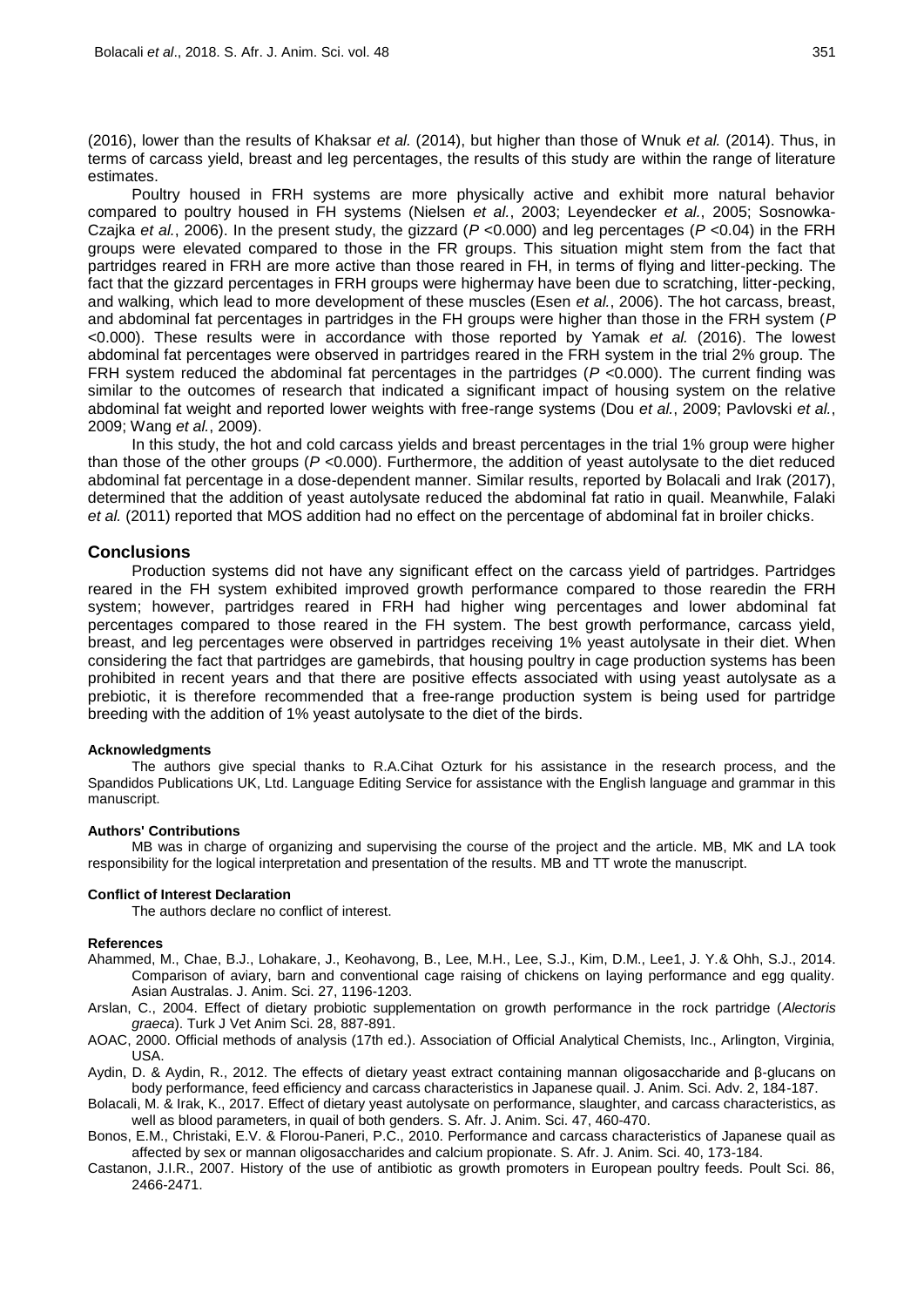(2016), lower than the results of Khaksar *et al.* (2014), but higher than those of Wnuk *et al.* (2014). Thus, in terms of carcass yield, breast and leg percentages, the results of this study are within the range of literature estimates.

Poultry housed in FRH systems are more physically active and exhibit more natural behavior compared to poultry housed in FH systems (Nielsen *et al.*, 2003; Leyendecker *et al.*, 2005; Sosnowka-Czajka *et al.*, 2006). In the present study, the gizzard ($P$ <0.000) and leg percentages ($P$ <0.04) in the FRH groups were elevated compared to those in the FR groups. This situation might stem from the fact that partridges reared in FRH are more active than those reared in FH, in terms of flying and litter-pecking. The fact that the gizzard percentages in FRH groups were highermay have been due to scratching, litter-pecking, and walking, which lead to more development of these muscles (Esen *et al.*, 2006). The hot carcass, breast, and abdominal fat percentages in partridges in the FH groups were higher than those in the FRH system ($P$ <0.000). These results were in accordance with those reported by Yamak *et al.* (2016). The lowest abdominal fat percentages were observed in partridges reared in the FRH system in the trial 2% group. The FRH system reduced the abdominal fat percentages in the partridges ($P$ <0.000). The current finding was similar to the outcomes of research that indicated a significant impact of housing system on the relative abdominal fat weight and reported lower weights with free-range systems (Dou *et al.*, 2009; Pavlovski *et al.*, 2009; Wang *et al.*, 2009).

In this study, the hot and cold carcass yields and breast percentages in the trial 1% group were higher than those of the other groups ($P$ <0.000). Furthermore, the addition of yeast autolysate to the diet reduced abdominal fat percentage in a dose-dependent manner. Similar results, reported by Bolacali and Irak (2017), determined that the addition of yeast autolysate reduced the abdominal fat ratio in quail. Meanwhile, Falaki *et al.* (2011) reported that MOS addition had no effect on the percentage of abdominal fat in broiler chicks.

## Conclusions

Production systems did not have any significant effect on the carcass yield of partridges. Partridges reared in the FH system exhibited improved growth performance compared to those rearedin the FRH system; however, partridges reared in FRH had higher wing percentages and lower abdominal fat percentages compared to those reared in the FH system. The best growth performance, carcass yield, breast, and leg percentages were observed in partridges receiving 1% yeast autolysate in their diet. When considering the fact that partridges are gamebirds, that housing poultry in cage production systems has been prohibited in recent years and that there are positive effects associated with using yeast autolysate as a prebiotic, it is therefore recommended that a free-range production system is being used for partridge breeding with the addition of 1% yeast autolysate to the diet of the birds.

#### Acknowledgments

The authors give special thanks to R.A.Cihat Ozturk for his assistance in the research process, and the Spandidos Publications UK, Ltd. Language Editing Service for assistance with the English language and grammar in this manuscript.

#### Authors' Contributions

MB was in charge of organizing and supervising the course of the project and the article. MB, MK and LA took responsibility for the logical interpretation and presentation of the results. MB and TT wrote the manuscript.

#### Conflict of Interest Declaration

The authors declare no conflict of interest.

#### References

Ahammed, M., Chae, B.J., Lohakare, J., Keohavong, B., Lee, M.H., Lee, S.J., Kim, D.M., Lee1, J. Y.& Ohh, S.J., 2014. Comparison of aviary, barn and conventional cage raising of chickens on laying performance and egg quality. Asian Australas. J. Anim. Sci. 27, 1196-1203.

Arslan, C., 2004. Effect of dietary probiotic supplementation on growth performance in the rock partridge (*Alectoris graeca*). Turk J Vet Anim Sci. 28, 887-891.

AOAC, 2000. Official methods of analysis (17th ed.). Association of Official Analytical Chemists, Inc., Arlington, Virginia, USA.

Aydin, D. & Aydin, R., 2012. The effects of dietary yeast extract containing mannan oligosaccharide and β-glucans on body performance, feed efficiency and carcass characteristics in Japanese quail. J. Anim. Sci. Adv. 2, 184-187.

Bolacali, M. & Irak, K., 2017. Effect of dietary yeast autolysate on performance, slaughter, and carcass characteristics, as well as blood parameters, in quail of both genders. S. Afr. J. Anim. Sci. 47, 460-470.

Bonos, E.M., Christaki, E.V. & Florou-Paneri, P.C., 2010. Performance and carcass characteristics of Japanese quail as affected by sex or mannan oligosaccharides and calcium propionate. S. Afr. J. Anim. Sci. 40, 173-184.

Castanon, J.I.R., 2007. History of the use of antibiotic as growth promoters in European poultry feeds. Poult Sci. 86, 2466-2471.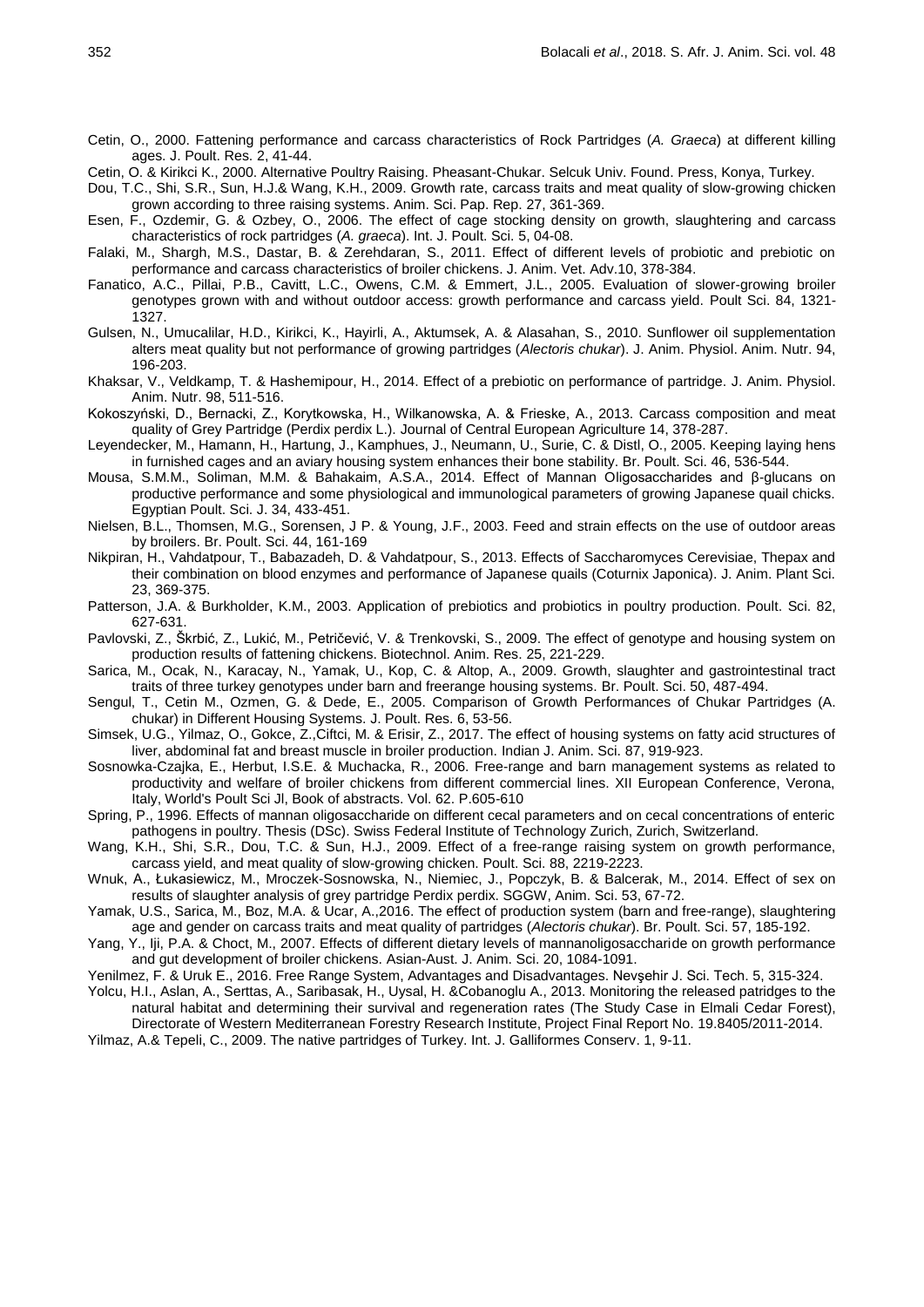Cetin, O., 2000. Fattening performance and carcass characteristics of Rock Partridges (*A. Graeca*) at different killing ages. J. Poult. Res. 2, 41-44.

Cetin, O. & Kirikci K., 2000. Alternative Poultry Raising. Pheasant-Chukar. Selcuk Univ. Found. Press, Konya, Turkey.

Dou, T.C., Shi, S.R., Sun, H.J.& Wang, K.H., 2009. Growth rate, carcass traits and meat quality of slow-growing chicken grown according to three raising systems. Anim. Sci. Pap. Rep. 27, 361-369.

Esen, F., Ozdemir, G. & Ozbey, O., 2006. The effect of cage stocking density on growth, slaughtering and carcass characteristics of rock partridges (*A. graeca*). Int. J. Poult. Sci. 5, 04-08.

Falaki, M., Shargh, M.S., Dastar, B. & Zerehdaran, S., 2011. Effect of different levels of probiotic and prebiotic on performance and carcass characteristics of broiler chickens. J. Anim. Vet. Adv.10, 378-384.

Fanatico, A.C., Pillai, P.B., Cavitt, L.C., Owens, C.M. & Emmert, J.L., 2005. Evaluation of slower-growing broiler genotypes grown with and without outdoor access: growth performance and carcass yield. Poult Sci. 84, 1321-1327.

Gulsen, N., Umucalilar, H.D., Kirikci, K., Hayirli, A., Aktumsek, A. & Alasahan, S., 2010. Sunflower oil supplementation alters meat quality but not performance of growing partridges (*Alectoris chukar*). J. Anim. Physiol. Anim. Nutr. 94, 196-203.

Khaksar, V., Veldkamp, T. & Hashemipour, H., 2014. Effect of a prebiotic on performance of partridge. J. Anim. Physiol. Anim. Nutr. 98, 511-516.

Kokoszyński, D., Bernacki, Z., Korytkowska, H., Wilkanowska, A. & Frieske, A., 2013. Carcass composition and meat quality of Grey Partridge (Perdix perdix L.). Journal of Central European Agriculture 14, 378-287.

Leyendecker, M., Hamann, H., Hartung, J., Kamphues, J., Neumann, U., Surie, C. & Distl, O., 2005. Keeping laying hens in furnished cages and an aviary housing system enhances their bone stability. Br. Poult. Sci. 46, 536-544.

Mousa, S.M.M., Soliman, M.M. & Bahakaim, A.S.A., 2014. Effect of Mannan Oligosaccharides and β-glucans on productive performance and some physiological and immunological parameters of growing Japanese quail chicks. Egyptian Poult. Sci. J. 34, 433-451.

Nielsen, B.L., Thomsen, M.G., Sorensen, J P. & Young, J.F., 2003. Feed and strain effects on the use of outdoor areas by broilers. Br. Poult. Sci. 44, 161-169

Nikpiran, H., Vahdatpour, T., Babazadeh, D. & Vahdatpour, S., 2013. Effects of Saccharomyces Cerevisiae, Thepax and their combination on blood enzymes and performance of Japanese quails (Coturnix Japonica). J. Anim. Plant Sci. 23, 369-375.

Patterson, J.A. & Burkholder, K.M., 2003. Application of prebiotics and probiotics in poultry production. Poult. Sci. 82, 627-631.

Pavlovski, Z., Škrbić, Z., Lukić, M., Petričević, V. & Trenkovski, S., 2009. The effect of genotype and housing system on production results of fattening chickens. Biotechnol. Anim. Res. 25, 221-229.

Sarica, M., Ocak, N., Karacay, N., Yamak, U., Kop, C. & Altop, A., 2009. Growth, slaughter and gastrointestinal tract traits of three turkey genotypes under barn and freerange housing systems. Br. Poult. Sci. 50, 487-494.

Sengul, T., Cetin M., Ozmen, G. & Dede, E., 2005. Comparison of Growth Performances of Chukar Partridges (A. chukar) in Different Housing Systems. J. Poult. Res. 6, 53-56.

Simsek, U.G., Yilmaz, O., Gokce, Z.,Ciftci, M. & Erisir, Z., 2017. The effect of housing systems on fatty acid structures of liver, abdominal fat and breast muscle in broiler production. Indian J. Anim. Sci. 87, 919-923.

Sosnowka-Czajka, E., Herbut, I.S.E. & Muchacka, R., 2006. Free-range and barn management systems as related to productivity and welfare of broiler chickens from different commercial lines. XII European Conference, Verona, Italy, World's Poult Sci Jl, Book of abstracts. Vol. 62. P.605-610

Spring, P., 1996. Effects of mannan oligosaccharide on different cecal parameters and on cecal concentrations of enteric pathogens in poultry. Thesis (DSc). Swiss Federal Institute of Technology Zurich, Zurich, Switzerland.

Wang, K.H., Shi, S.R., Dou, T.C. & Sun, H.J., 2009. Effect of a free-range raising system on growth performance, carcass yield, and meat quality of slow-growing chicken. Poult. Sci. 88, 2219-2223.

Wnuk, A., Łukasiewicz, M., Mroczek-Sosnowska, N., Niemiec, J., Popczyk, B. & Balcerak, M., 2014. Effect of sex on results of slaughter analysis of grey partridge Perdix perdix. SGGW, Anim. Sci. 53, 67-72.

Yamak, U.S., Sarica, M., Boz, M.A. & Ucar, A.,2016. The effect of production system (barn and free-range), slaughtering age and gender on carcass traits and meat quality of partridges (*Alectoris chukar*). Br. Poult. Sci. 57, 185-192.

Yang, Y., Iji, P.A. & Choct, M., 2007. Effects of different dietary levels of mannanoligosaccharide on growth performance and gut development of broiler chickens. Asian-Aust. J. Anim. Sci. 20, 1084-1091.

Yenilmez, F. & Uruk E., 2016. Free Range System, Advantages and Disadvantages. Nevşehir J. Sci. Tech. 5, 315-324.

Yolcu, H.I., Aslan, A., Serttas, A., Saribasak, H., Uysal, H. &Cobanoglu A., 2013. Monitoring the released patridges to the natural habitat and determining their survival and regeneration rates (The Study Case in Elmali Cedar Forest), Directorate of Western Mediterranean Forestry Research Institute, Project Final Report No. 19.8405/2011-2014.

Yilmaz, A.& Tepeli, C., 2009. The native partridges of Turkey. Int. J. Galliformes Conserv. 1, 9-11.